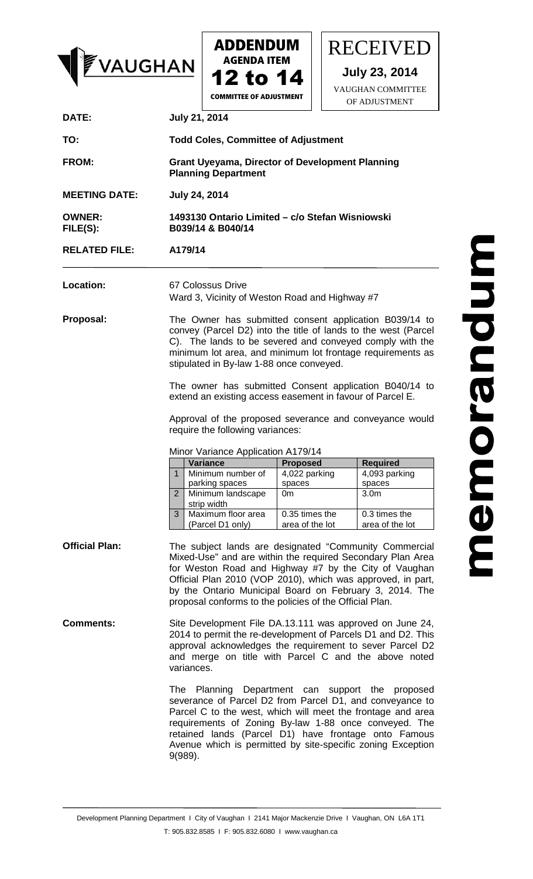VAUGHAN

**ADDENDUM**
**AGENDA ITEM**
**12 to 14**
**COMMITTEE OF ADJUSTMENT**

RECEIVED
**July 23, 2014**
VAUGHAN COMMITTEE OF ADJUSTMENT

# memorandum

**DATE:** **July 21, 2014**

**TO:** **Todd Coles, Committee of Adjustment**

**FROM:** **Grant Uyeyama, Director of Development Planning**
**Planning Department**

**MEETING DATE:** **July 24, 2014**

**OWNER:** **1493130 Ontario Limited – c/o Stefan Wisniowski**
**FILE(S):** **B039/14 & B040/14**

**RELATED FILE:** **A179/14**

---

**Location:** 67 Colossus Drive
Ward 3, Vicinity of Weston Road and Highway #7

**Proposal:** The Owner has submitted consent application B039/14 to convey (Parcel D2) into the title of lands to the west (Parcel C). The lands to be severed and conveyed comply with the minimum lot area, and minimum lot frontage requirements as stipulated in By-law 1-88 once conveyed.

The owner has submitted Consent application B040/14 to extend an existing access easement in favour of Parcel E.

Approval of the proposed severance and conveyance would require the following variances:

Minor Variance Application A179/14

| | Variance | Proposed | Required |
|---|---|---|---|
| 1 | Minimum number of parking spaces | 4,022 parking spaces | 4,093 parking spaces |
| 2 | Minimum landscape strip width | 0m | 3.0m |
| 3 | Maximum floor area (Parcel D1 only) | 0.35 times the area of the lot | 0.3 times the area of the lot |

**Official Plan:** The subject lands are designated "Community Commercial Mixed-Use" and are within the required Secondary Plan Area for Weston Road and Highway #7 by the City of Vaughan Official Plan 2010 (VOP 2010), which was approved, in part, by the Ontario Municipal Board on February 3, 2014. The proposal conforms to the policies of the Official Plan.

**Comments:** Site Development File DA.13.111 was approved on June 24, 2014 to permit the re-development of Parcels D1 and D2. This approval acknowledges the requirement to sever Parcel D2 and merge on title with Parcel C and the above noted variances.

The Planning Department can support the proposed severance of Parcel D2 from Parcel D1, and conveyance to Parcel C to the west, which will meet the frontage and area requirements of Zoning By-law 1-88 once conveyed. The retained lands (Parcel D1) have frontage onto Famous Avenue which is permitted by site-specific zoning Exception 9(989).

Development Planning Department I City of Vaughan I 2141 Major Mackenzie Drive I Vaughan, ON L6A 1T1
T: 905.832.8585 I F: 905.832.6080 I www.vaughan.ca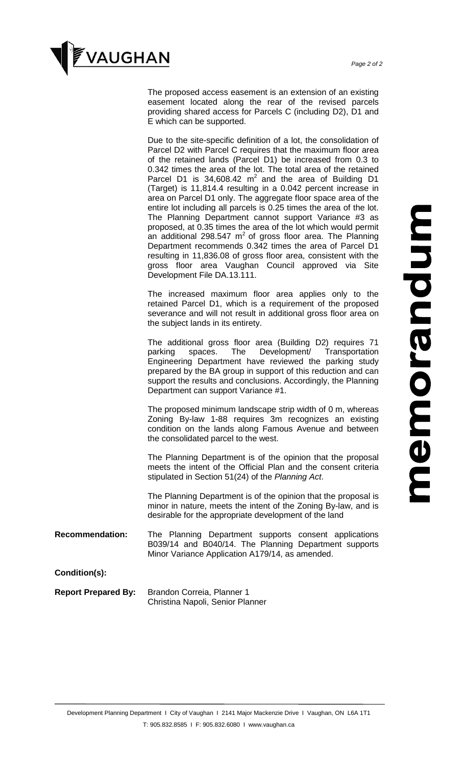The proposed access easement is an extension of an existing easement located along the rear of the revised parcels providing shared access for Parcels C (including D2), D1 and E which can be supported.

Due to the site-specific definition of a lot, the consolidation of Parcel D2 with Parcel C requires that the maximum floor area of the retained lands (Parcel D1) be increased from 0.3 to 0.342 times the area of the lot. The total area of the retained Parcel D1 is 34,608.42 $m^2$ and the area of Building D1 (Target) is 11,814.4 resulting in a 0.042 percent increase in area on Parcel D1 only. The aggregate floor space area of the entire lot including all parcels is 0.25 times the area of the lot. The Planning Department cannot support Variance #3 as proposed, at 0.35 times the area of the lot which would permit an additional 298.547 $m^2$ of gross floor area. The Planning Department recommends 0.342 times the area of Parcel D1 resulting in 11,836.08 of gross floor area, consistent with the gross floor area Vaughan Council approved via Site Development File DA.13.111.

The increased maximum floor area applies only to the retained Parcel D1, which is a requirement of the proposed severance and will not result in additional gross floor area on the subject lands in its entirety.

The additional gross floor area (Building D2) requires 71 parking spaces. The Development/ Transportation Engineering Department have reviewed the parking study prepared by the BA group in support of this reduction and can support the results and conclusions. Accordingly, the Planning Department can support Variance #1.

The proposed minimum landscape strip width of 0 m, whereas Zoning By-law 1-88 requires 3m recognizes an existing condition on the lands along Famous Avenue and between the consolidated parcel to the west.

The Planning Department is of the opinion that the proposal meets the intent of the Official Plan and the consent criteria stipulated in Section 51(24) of the *Planning Act*.

The Planning Department is of the opinion that the proposal is minor in nature, meets the intent of the Zoning By-law, and is desirable for the appropriate development of the land

**Recommendation:** The Planning Department supports consent applications B039/14 and B040/14. The Planning Department supports Minor Variance Application A179/14, as amended.

**Condition(s):**

**Report Prepared By:** Brandon Correia, Planner 1
Christina Napoli, Senior Planner